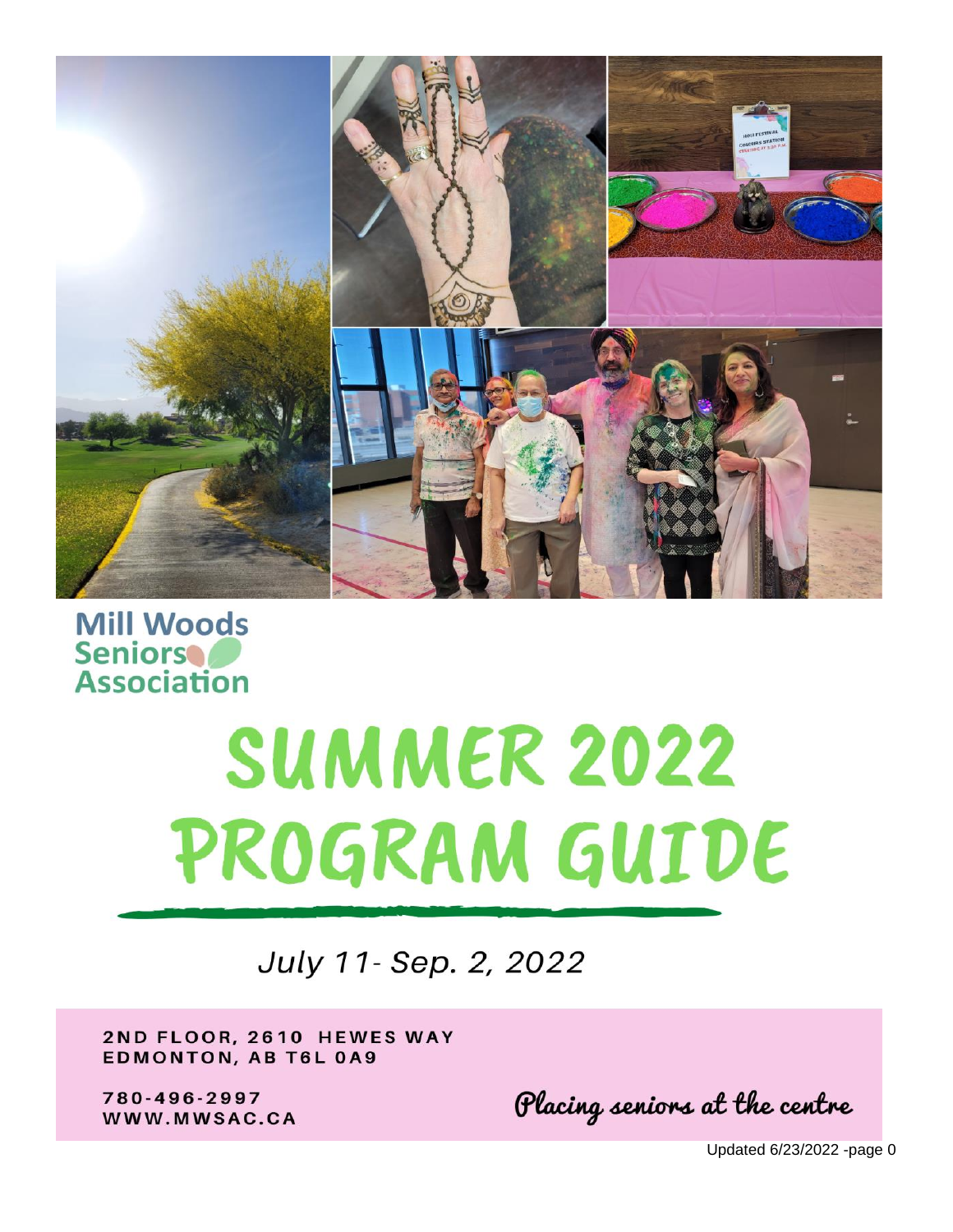Mill Woods Seniors Association

# SUMMER 2022 PROGRAM GUIDE

*July 11- Sep. 2, 2022*

**2ND FLOOR, 2610 HEWES WAY**
**EDMONTON, AB T6L 0A9**

**780-496-2997**
**WWW.MWSAC.CA**

*Placing seniors at the centre*

Updated 6/23/2022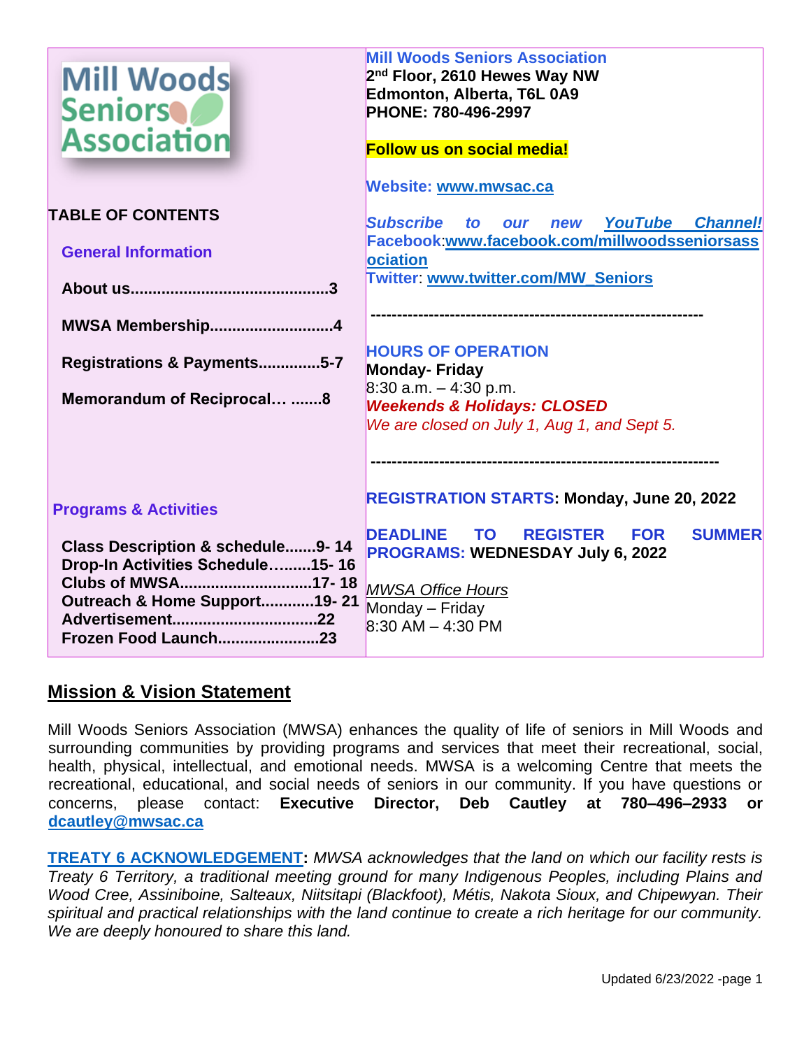Mill Woods Seniors Association

## TABLE OF CONTENTS

**General Information**

**About us............................................3**

**MWSA Membership...........................4**

**Registrations & Payments.............5-7**

**Memorandum of Reciprocal… .......8**

**Programs & Activities**

**Class Description & schedule.......9- 14**
**Drop-In Activities Schedule…......15- 16**
**Clubs of MWSA.............................17- 18**
**Outreach & Home Support............19- 21**
**Advertisement................................22**
**Frozen Food Launch.......................23**

**Mill Woods Seniors Association**
**2nd Floor, 2610 Hewes Way NW**
**Edmonton, Alberta, T6L 0A9**
**PHONE: 780-496-2997**

**Follow us on social media!**

**Website: www.mwsac.ca**

***Subscribe to our new YouTube Channel!***
**Facebook:www.facebook.com/millwoodsseniorsassociation**
**Twitter: www.twitter.com/MW_Seniors**

---

**HOURS OF OPERATION**
**Monday- Friday**
8:30 a.m. – 4:30 p.m.
***Weekends & Holidays: CLOSED***
*We are closed on July 1, Aug 1, and Sept 5.*

---

**REGISTRATION STARTS: Monday, June 20, 2022**

**DEADLINE TO REGISTER FOR SUMMER PROGRAMS: WEDNESDAY July 6, 2022**

*MWSA Office Hours*
Monday – Friday
8:30 AM – 4:30 PM

## Mission & Vision Statement

Mill Woods Seniors Association (MWSA) enhances the quality of life of seniors in Mill Woods and surrounding communities by providing programs and services that meet their recreational, social, health, physical, intellectual, and emotional needs. MWSA is a welcoming Centre that meets the recreational, educational, and social needs of seniors in our community. If you have questions or concerns, please contact: **Executive Director, Deb Cautley at 780–496–2933 or dcautley@mwsac.ca**

**TREATY 6 ACKNOWLEDGEMENT:** *MWSA acknowledges that the land on which our facility rests is Treaty 6 Territory, a traditional meeting ground for many Indigenous Peoples, including Plains and Wood Cree, Assiniboine, Salteaux, Niitsitapi (Blackfoot), Métis, Nakota Sioux, and Chipewyan. Their spiritual and practical relationships with the land continue to create a rich heritage for our community. We are deeply honoured to share this land.*

Updated 6/23/2022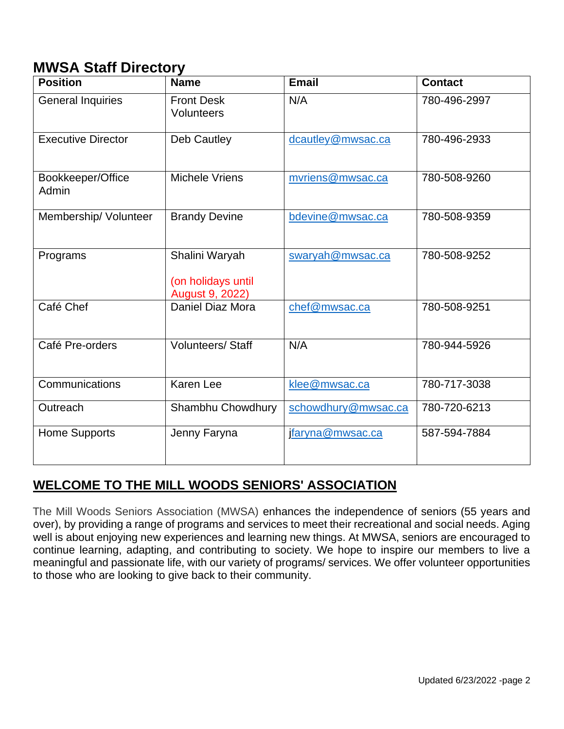## MWSA Staff Directory

| Position | Name | Email | Contact |
|---|---|---|---|
| General Inquiries | Front Desk Volunteers | N/A | 780-496-2997 |
| Executive Director | Deb Cautley | dcautley@mwsac.ca | 780-496-2933 |
| Bookkeeper/Office Admin | Michele Vriens | mvriens@mwsac.ca | 780-508-9260 |
| Membership/ Volunteer | Brandy Devine | bdevine@mwsac.ca | 780-508-9359 |
| Programs | Shalini Waryah (on holidays until August 9, 2022) | swaryah@mwsac.ca | 780-508-9252 |
| Café Chef | Daniel Diaz Mora | chef@mwsac.ca | 780-508-9251 |
| Café Pre-orders | Volunteers/ Staff | N/A | 780-944-5926 |
| Communications | Karen Lee | klee@mwsac.ca | 780-717-3038 |
| Outreach | Shambhu Chowdhury | schowdhury@mwsac.ca | 780-720-6213 |
| Home Supports | Jenny Faryna | jfaryna@mwsac.ca | 587-594-7884 |

## WELCOME TO THE MILL WOODS SENIORS' ASSOCIATION

The Mill Woods Seniors Association (MWSA) enhances the independence of seniors (55 years and over), by providing a range of programs and services to meet their recreational and social needs. Aging well is about enjoying new experiences and learning new things. At MWSA, seniors are encouraged to continue learning, adapting, and contributing to society. We hope to inspire our members to live a meaningful and passionate life, with our variety of programs/ services. We offer volunteer opportunities to those who are looking to give back to their community.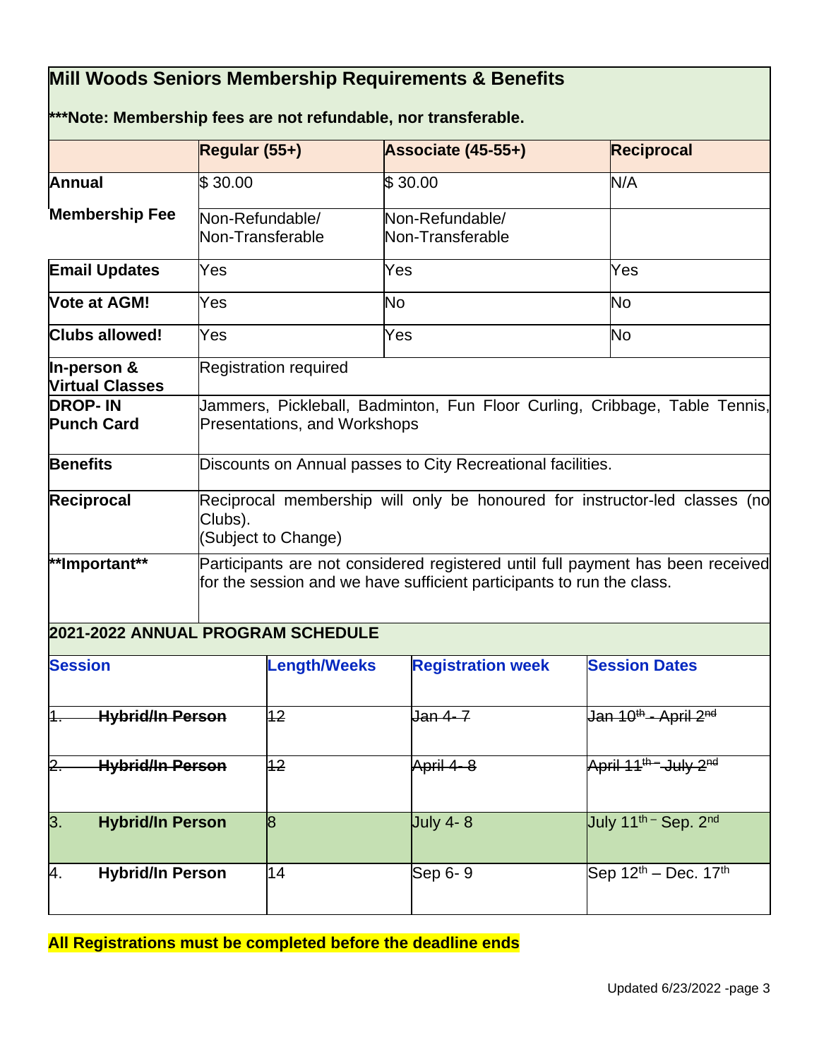# Mill Woods Seniors Membership Requirements & Benefits

**\*\*\*Note: Membership fees are not refundable, nor transferable.**

| | Regular (55+) | Associate (45-55+) | Reciprocal |
|---|---|---|---|
| **Annual Membership Fee** | $ 30.00<br>Non-Refundable/ Non-Transferable | $ 30.00<br>Non-Refundable/ Non-Transferable | N/A |
| **Email Updates** | Yes | Yes | Yes |
| **Vote at AGM!** | Yes | No | No |
| **Clubs allowed!** | Yes | Yes | No |
| **In-person & Virtual Classes** | Registration required | | |
| **DROP- IN Punch Card** | Jammers, Pickleball, Badminton, Fun Floor Curling, Cribbage, Table Tennis, Presentations, and Workshops | | |
| **Benefits** | Discounts on Annual passes to City Recreational facilities. | | |
| **Reciprocal** | Reciprocal membership will only be honoured for instructor-led classes (no Clubs).<br>(Subject to Change) | | |
| **\*\*Important\*\*** | Participants are not considered registered until full payment has been received for the session and we have sufficient participants to run the class. | | |

## 2021-2022 ANNUAL PROGRAM SCHEDULE

| Session | Length/Weeks | Registration week | Session Dates |
|---|---|---|---|
| ~~1. **Hybrid/In Person**~~ | ~~12~~ | ~~Jan 4- 7~~ | ~~Jan 10th - April 2nd~~ |
| ~~2. **Hybrid/In Person**~~ | ~~12~~ | ~~April 4- 8~~ | ~~April 11th – July 2nd~~ |
| 3. **Hybrid/In Person** | 8 | July 4- 8 | July 11th – Sep. 2nd |
| 4. **Hybrid/In Person** | 14 | Sep 6- 9 | Sep 12th – Dec. 17th |

**All Registrations must be completed before the deadline ends**

Updated 6/23/2022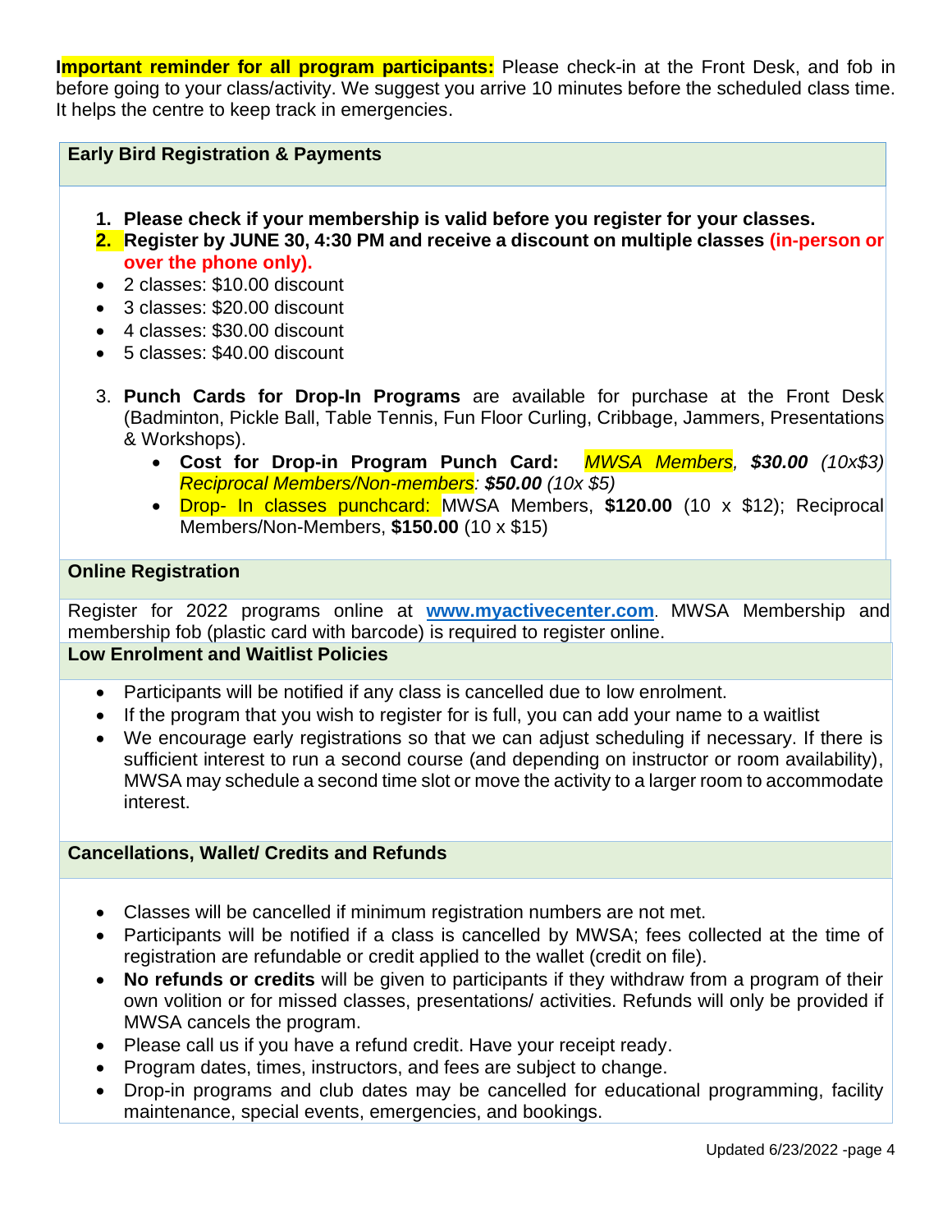**Important reminder for all program participants:** Please check-in at the Front Desk, and fob in before going to your class/activity. We suggest you arrive 10 minutes before the scheduled class time. It helps the centre to keep track in emergencies.

## Early Bird Registration & Payments

1. **Please check if your membership is valid before you register for your classes.**
2. **Register by JUNE 30, 4:30 PM and receive a discount on multiple classes (in-person or over the phone only).**

- 2 classes: $10.00 discount
- 3 classes: $20.00 discount
- 4 classes: $30.00 discount
- 5 classes: $40.00 discount

3. **Punch Cards for Drop-In Programs** are available for purchase at the Front Desk (Badminton, Pickle Ball, Table Tennis, Fun Floor Curling, Cribbage, Jammers, Presentations & Workshops).
   - **Cost for Drop-in Program Punch Card:** *MWSA Members, **$30.00** (10x$3) Reciprocal Members/Non-members: **$50.00** (10x $5)*
   - Drop- In classes punchcard: MWSA Members, **$120.00** (10 x $12); Reciprocal Members/Non-Members, **$150.00** (10 x $15)

## Online Registration

Register for 2022 programs online at **www.myactivecenter.com**. MWSA Membership and membership fob (plastic card with barcode) is required to register online.

## Low Enrolment and Waitlist Policies

- Participants will be notified if any class is cancelled due to low enrolment.
- If the program that you wish to register for is full, you can add your name to a waitlist
- We encourage early registrations so that we can adjust scheduling if necessary. If there is sufficient interest to run a second course (and depending on instructor or room availability), MWSA may schedule a second time slot or move the activity to a larger room to accommodate interest.

## Cancellations, Wallet/ Credits and Refunds

- Classes will be cancelled if minimum registration numbers are not met.
- Participants will be notified if a class is cancelled by MWSA; fees collected at the time of registration are refundable or credit applied to the wallet (credit on file).
- **No refunds or credits** will be given to participants if they withdraw from a program of their own volition or for missed classes, presentations/ activities. Refunds will only be provided if MWSA cancels the program.
- Please call us if you have a refund credit. Have your receipt ready.
- Program dates, times, instructors, and fees are subject to change.
- Drop-in programs and club dates may be cancelled for educational programming, facility maintenance, special events, emergencies, and bookings.

Updated 6/23/2022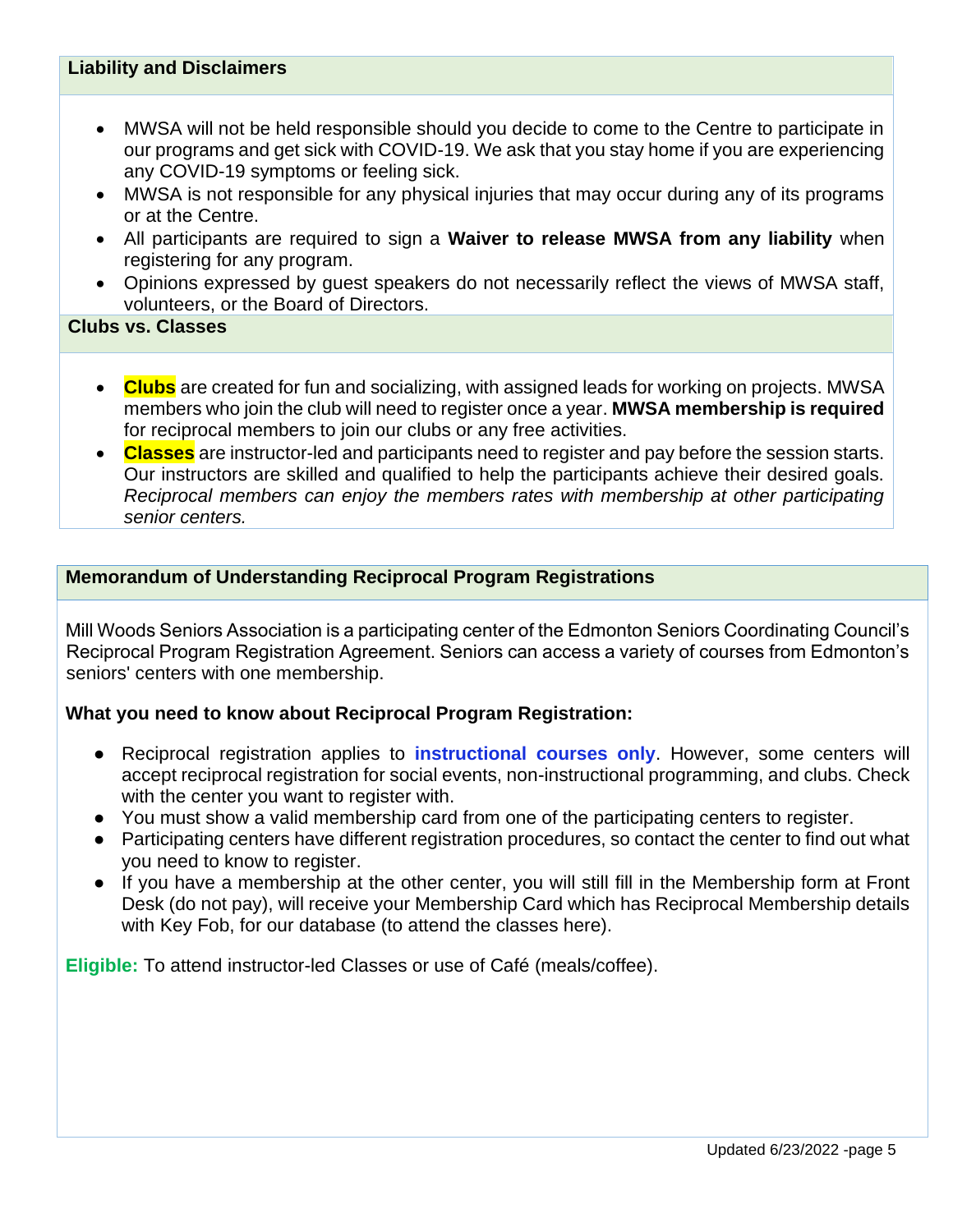## Liability and Disclaimers

- MWSA will not be held responsible should you decide to come to the Centre to participate in our programs and get sick with COVID-19. We ask that you stay home if you are experiencing any COVID-19 symptoms or feeling sick.
- MWSA is not responsible for any physical injuries that may occur during any of its programs or at the Centre.
- All participants are required to sign a **Waiver to release MWSA from any liability** when registering for any program.
- Opinions expressed by guest speakers do not necessarily reflect the views of MWSA staff, volunteers, or the Board of Directors.

## Clubs vs. Classes

- **Clubs** are created for fun and socializing, with assigned leads for working on projects. MWSA members who join the club will need to register once a year. **MWSA membership is required** for reciprocal members to join our clubs or any free activities.
- **Classes** are instructor-led and participants need to register and pay before the session starts. Our instructors are skilled and qualified to help the participants achieve their desired goals. *Reciprocal members can enjoy the members rates with membership at other participating senior centers.*

## Memorandum of Understanding Reciprocal Program Registrations

Mill Woods Seniors Association is a participating center of the Edmonton Seniors Coordinating Council's Reciprocal Program Registration Agreement. Seniors can access a variety of courses from Edmonton's seniors' centers with one membership.

**What you need to know about Reciprocal Program Registration:**

- Reciprocal registration applies to **instructional courses only**. However, some centers will accept reciprocal registration for social events, non-instructional programming, and clubs. Check with the center you want to register with.
- You must show a valid membership card from one of the participating centers to register.
- Participating centers have different registration procedures, so contact the center to find out what you need to know to register.
- If you have a membership at the other center, you will still fill in the Membership form at Front Desk (do not pay), will receive your Membership Card which has Reciprocal Membership details with Key Fob, for our database (to attend the classes here).

**Eligible:** To attend instructor-led Classes or use of Café (meals/coffee).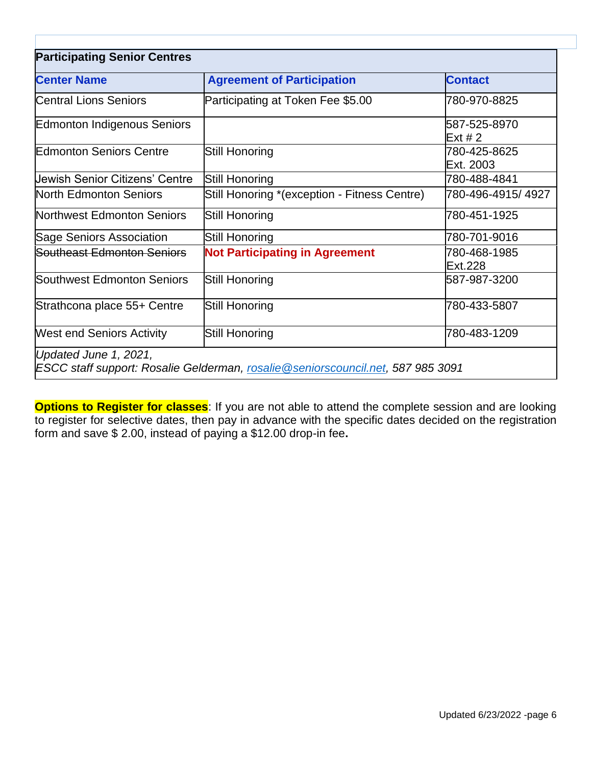| Participating Senior Centres | | |
|---|---|---|
| **Center Name** | **Agreement of Participation** | **Contact** |
| Central Lions Seniors | Participating at Token Fee $5.00 | 780-970-8825 |
| Edmonton Indigenous Seniors | | 587-525-8970 Ext # 2 |
| Edmonton Seniors Centre | Still Honoring | 780-425-8625 Ext. 2003 |
| Jewish Senior Citizens' Centre | Still Honoring | 780-488-4841 |
| North Edmonton Seniors | Still Honoring *(exception - Fitness Centre) | 780-496-4915/ 4927 |
| Northwest Edmonton Seniors | Still Honoring | 780-451-1925 |
| Sage Seniors Association | Still Honoring | 780-701-9016 |
| ~~Southeast Edmonton Seniors~~ | **Not Participating in Agreement** | 780-468-1985 Ext.228 |
| Southwest Edmonton Seniors | Still Honoring | 587-987-3200 |
| Strathcona place 55+ Centre | Still Honoring | 780-433-5807 |
| West end Seniors Activity | Still Honoring | 780-483-1209 |

*Updated June 1, 2021,*
*ESCC staff support: Rosalie Gelderman, rosalie@seniorscouncil.net, 587 985 3091*

**Options to Register for classes**: If you are not able to attend the complete session and are looking to register for selective dates, then pay in advance with the specific dates decided on the registration form and save $ 2.00, instead of paying a $12.00 drop-in fee**.**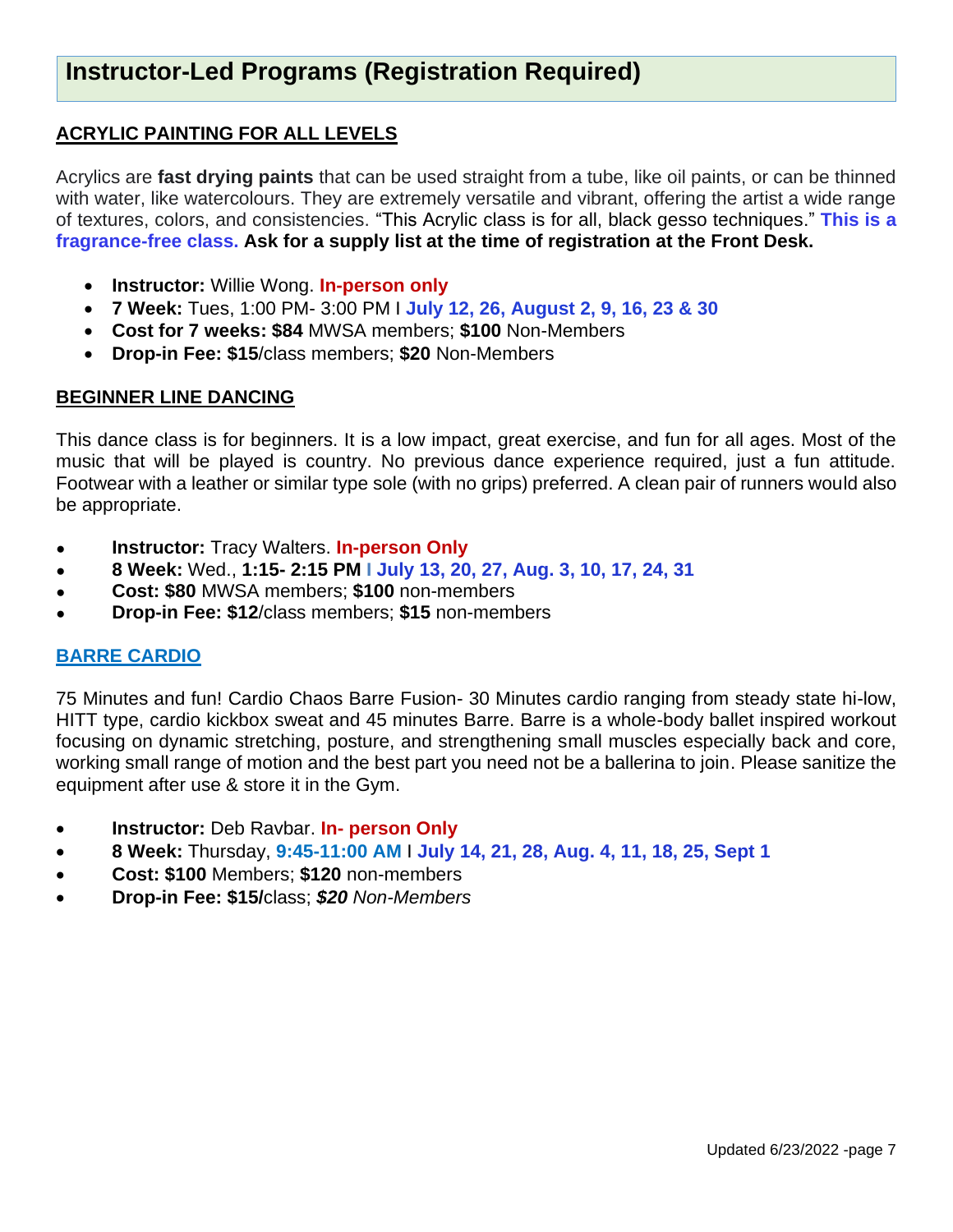# Instructor-Led Programs (Registration Required)

## ACRYLIC PAINTING FOR ALL LEVELS

Acrylics are **fast drying paints** that can be used straight from a tube, like oil paints, or can be thinned with water, like watercolours. They are extremely versatile and vibrant, offering the artist a wide range of textures, colors, and consistencies. "This Acrylic class is for all, black gesso techniques." **This is a fragrance-free class. Ask for a supply list at the time of registration at the Front Desk.**

- **Instructor:** Willie Wong. **In-person only**
- **7 Week:** Tues, 1:00 PM- 3:00 PM I **July 12, 26, August 2, 9, 16, 23 & 30**
- **Cost for 7 weeks: $84** MWSA members; **$100** Non-Members
- **Drop-in Fee: $15**/class members; **$20** Non-Members

## BEGINNER LINE DANCING

This dance class is for beginners. It is a low impact, great exercise, and fun for all ages. Most of the music that will be played is country. No previous dance experience required, just a fun attitude. Footwear with a leather or similar type sole (with no grips) preferred. A clean pair of runners would also be appropriate.

- **Instructor:** Tracy Walters. **In-person Only**
- **8 Week:** Wed., **1:15- 2:15 PM I July 13, 20, 27, Aug. 3, 10, 17, 24, 31**
- **Cost: $80** MWSA members; **$100** non-members
- **Drop-in Fee: $12**/class members; **$15** non-members

## BARRE CARDIO

75 Minutes and fun! Cardio Chaos Barre Fusion- 30 Minutes cardio ranging from steady state hi-low, HITT type, cardio kickbox sweat and 45 minutes Barre. Barre is a whole-body ballet inspired workout focusing on dynamic stretching, posture, and strengthening small muscles especially back and core, working small range of motion and the best part you need not be a ballerina to join. Please sanitize the equipment after use & store it in the Gym.

- **Instructor:** Deb Ravbar. **In- person Only**
- **8 Week:** Thursday, **9:45-11:00 AM** I **July 14, 21, 28, Aug. 4, 11, 18, 25, Sept 1**
- **Cost: $100** Members; **$120** non-members
- **Drop-in Fee: $15/**class; ***$20** Non-Members*

Updated 6/23/2022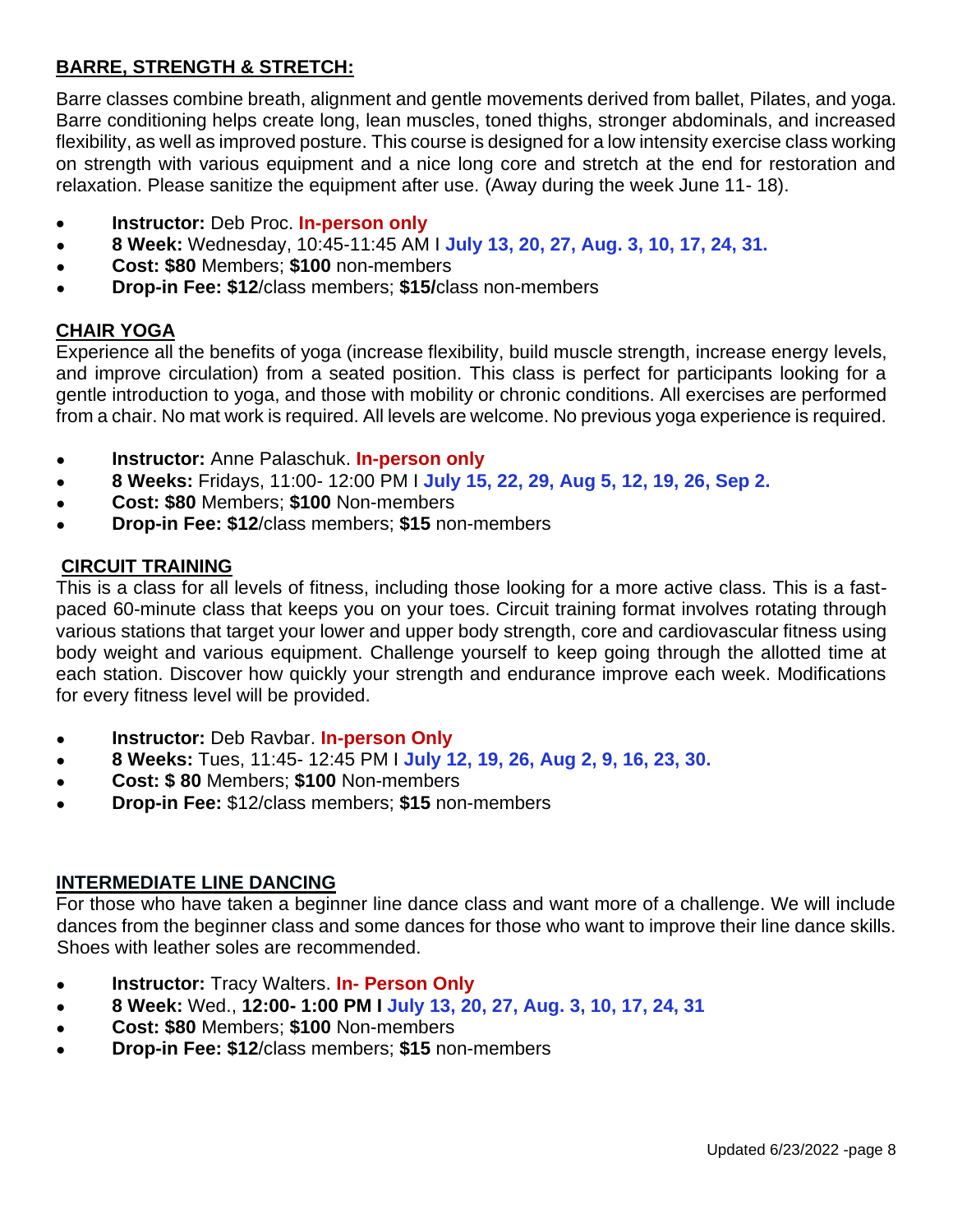## BARRE, STRENGTH & STRETCH:

Barre classes combine breath, alignment and gentle movements derived from ballet, Pilates, and yoga. Barre conditioning helps create long, lean muscles, toned thighs, stronger abdominals, and increased flexibility, as well as improved posture. This course is designed for a low intensity exercise class working on strength with various equipment and a nice long core and stretch at the end for restoration and relaxation. Please sanitize the equipment after use. (Away during the week June 11- 18).

- **Instructor:** Deb Proc. **In-person only**
- **8 Week:** Wednesday, 10:45-11:45 AM I **July 13, 20, 27, Aug. 3, 10, 17, 24, 31.**
- **Cost: $80** Members; **$100** non-members
- **Drop-in Fee: $12**/class members; **$15/**class non-members

## CHAIR YOGA

Experience all the benefits of yoga (increase flexibility, build muscle strength, increase energy levels, and improve circulation) from a seated position. This class is perfect for participants looking for a gentle introduction to yoga, and those with mobility or chronic conditions. All exercises are performed from a chair. No mat work is required. All levels are welcome. No previous yoga experience is required.

- **Instructor:** Anne Palaschuk. **In-person only**
- **8 Weeks:** Fridays, 11:00- 12:00 PM I **July 15, 22, 29, Aug 5, 12, 19, 26, Sep 2.**
- **Cost: $80** Members; **$100** Non-members
- **Drop-in Fee: $12**/class members; **$15** non-members

## CIRCUIT TRAINING

This is a class for all levels of fitness, including those looking for a more active class. This is a fast-paced 60-minute class that keeps you on your toes. Circuit training format involves rotating through various stations that target your lower and upper body strength, core and cardiovascular fitness using body weight and various equipment. Challenge yourself to keep going through the allotted time at each station. Discover how quickly your strength and endurance improve each week. Modifications for every fitness level will be provided.

- **Instructor:** Deb Ravbar. **In-person Only**
- **8 Weeks:** Tues, 11:45- 12:45 PM I **July 12, 19, 26, Aug 2, 9, 16, 23, 30.**
- **Cost: $ 80** Members; **$100** Non-members
- **Drop-in Fee:** $12/class members; **$15** non-members

## INTERMEDIATE LINE DANCING

For those who have taken a beginner line dance class and want more of a challenge. We will include dances from the beginner class and some dances for those who want to improve their line dance skills. Shoes with leather soles are recommended.

- **Instructor:** Tracy Walters. **In- Person Only**
- **8 Week:** Wed., **12:00- 1:00 PM I July 13, 20, 27, Aug. 3, 10, 17, 24, 31**
- **Cost: $80** Members; **$100** Non-members
- **Drop-in Fee: $12**/class members; **$15** non-members

Updated 6/23/2022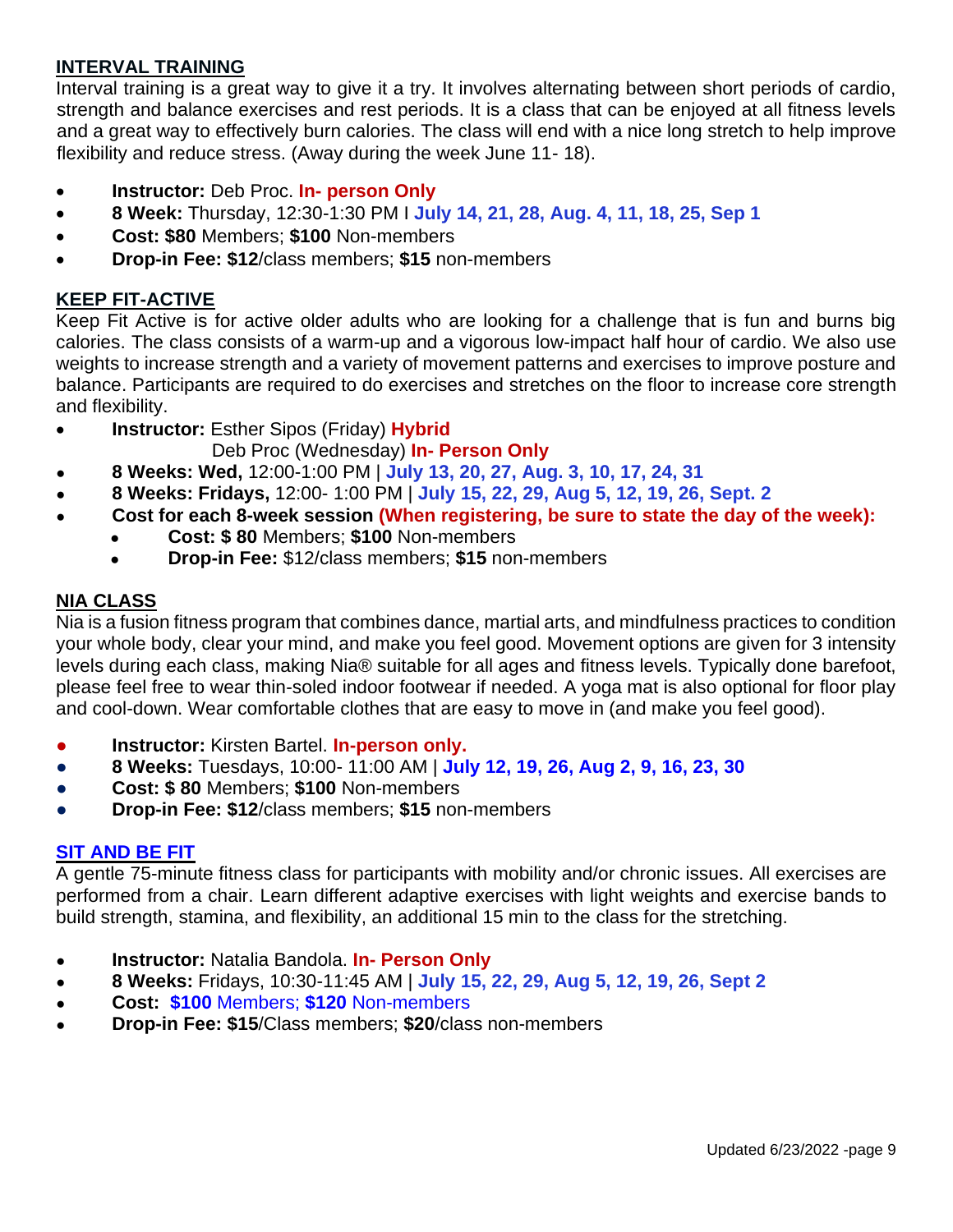## INTERVAL TRAINING

Interval training is a great way to give it a try. It involves alternating between short periods of cardio, strength and balance exercises and rest periods. It is a class that can be enjoyed at all fitness levels and a great way to effectively burn calories. The class will end with a nice long stretch to help improve flexibility and reduce stress. (Away during the week June 11- 18).

- **Instructor:** Deb Proc. **In- person Only**
- **8 Week:** Thursday, 12:30-1:30 PM I **July 14, 21, 28, Aug. 4, 11, 18, 25, Sep 1**
- **Cost: $80** Members; **$100** Non-members
- **Drop-in Fee: $12**/class members; **$15** non-members

## KEEP FIT-ACTIVE

Keep Fit Active is for active older adults who are looking for a challenge that is fun and burns big calories. The class consists of a warm-up and a vigorous low-impact half hour of cardio. We also use weights to increase strength and a variety of movement patterns and exercises to improve posture and balance. Participants are required to do exercises and stretches on the floor to increase core strength and flexibility.

- **Instructor:** Esther Sipos (Friday) **Hybrid**
  Deb Proc (Wednesday) **In- Person Only**
- **8 Weeks: Wed,** 12:00-1:00 PM | **July 13, 20, 27, Aug. 3, 10, 17, 24, 31**
- **8 Weeks: Fridays,** 12:00- 1:00 PM | **July 15, 22, 29, Aug 5, 12, 19, 26, Sept. 2**
- **Cost for each 8-week session (When registering, be sure to state the day of the week):**
  - **Cost: $ 80** Members; **$100** Non-members
  - **Drop-in Fee:** $12/class members; **$15** non-members

## NIA CLASS

Nia is a fusion fitness program that combines dance, martial arts, and mindfulness practices to condition your whole body, clear your mind, and make you feel good. Movement options are given for 3 intensity levels during each class, making Nia® suitable for all ages and fitness levels. Typically done barefoot, please feel free to wear thin-soled indoor footwear if needed. A yoga mat is also optional for floor play and cool-down. Wear comfortable clothes that are easy to move in (and make you feel good).

- **Instructor:** Kirsten Bartel. **In-person only.**
- **8 Weeks:** Tuesdays, 10:00- 11:00 AM | **July 12, 19, 26, Aug 2, 9, 16, 23, 30**
- **Cost: $ 80** Members; **$100** Non-members
- **Drop-in Fee: $12**/class members; **$15** non-members

## SIT AND BE FIT

A gentle 75-minute fitness class for participants with mobility and/or chronic issues. All exercises are performed from a chair. Learn different adaptive exercises with light weights and exercise bands to build strength, stamina, and flexibility, an additional 15 min to the class for the stretching.

- **Instructor:** Natalia Bandola. **In- Person Only**
- **8 Weeks:** Fridays, 10:30-11:45 AM | **July 15, 22, 29, Aug 5, 12, 19, 26, Sept 2**
- **Cost: $100** Members; **$120** Non-members
- **Drop-in Fee: $15**/Class members; **$20**/class non-members

Updated 6/23/2022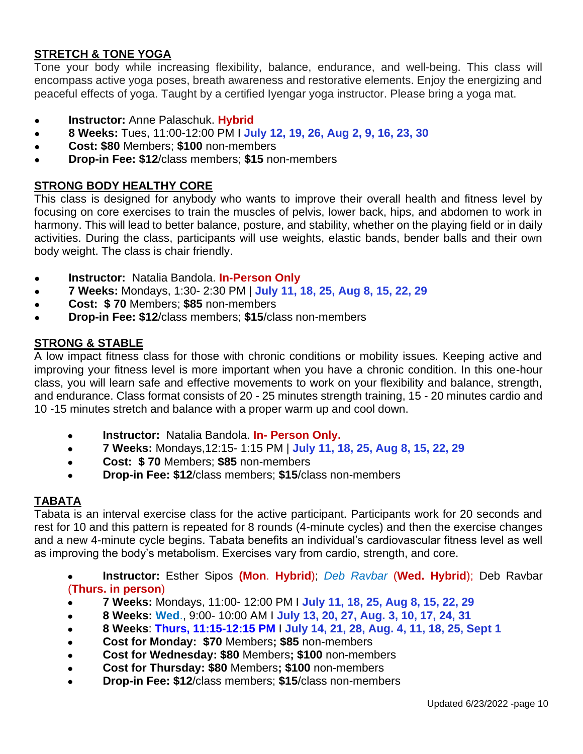## STRETCH & TONE YOGA

Tone your body while increasing flexibility, balance, endurance, and well-being. This class will encompass active yoga poses, breath awareness and restorative elements. Enjoy the energizing and peaceful effects of yoga. Taught by a certified Iyengar yoga instructor. Please bring a yoga mat.

- **Instructor:** Anne Palaschuk. **Hybrid**
- **8 Weeks:** Tues, 11:00-12:00 PM I **July 12, 19, 26, Aug 2, 9, 16, 23, 30**
- **Cost: $80** Members; **$100** non-members
- **Drop-in Fee: $12**/class members; **$15** non-members

## STRONG BODY HEALTHY CORE

This class is designed for anybody who wants to improve their overall health and fitness level by focusing on core exercises to train the muscles of pelvis, lower back, hips, and abdomen to work in harmony. This will lead to better balance, posture, and stability, whether on the playing field or in daily activities. During the class, participants will use weights, elastic bands, bender balls and their own body weight. The class is chair friendly.

- **Instructor:** Natalia Bandola. **In-Person Only**
- **7 Weeks:** Mondays, 1:30- 2:30 PM | **July 11, 18, 25, Aug 8, 15, 22, 29**
- **Cost: $ 70** Members; **$85** non-members
- **Drop-in Fee: $12**/class members; **$15**/class non-members

## STRONG & STABLE

A low impact fitness class for those with chronic conditions or mobility issues. Keeping active and improving your fitness level is more important when you have a chronic condition. In this one-hour class, you will learn safe and effective movements to work on your flexibility and balance, strength, and endurance. Class format consists of 20 - 25 minutes strength training, 15 - 20 minutes cardio and 10 -15 minutes stretch and balance with a proper warm up and cool down.

- **Instructor:** Natalia Bandola. **In- Person Only.**
- **7 Weeks:** Mondays,12:15- 1:15 PM | **July 11, 18, 25, Aug 8, 15, 22, 29**
- **Cost: $ 70** Members; **$85** non-members
- **Drop-in Fee: $12**/class members; **$15**/class non-members

## TABATA

Tabata is an interval exercise class for the active participant. Participants work for 20 seconds and rest for 10 and this pattern is repeated for 8 rounds (4-minute cycles) and then the exercise changes and a new 4-minute cycle begins. Tabata benefits an individual's cardiovascular fitness level as well as improving the body's metabolism. Exercises vary from cardio, strength, and core.

- **Instructor:** Esther Sipos **(Mon. Hybrid)**; *Deb Ravbar* (**Wed. Hybrid**); Deb Ravbar (**Thurs. in person**)
- **7 Weeks:** Mondays, 11:00- 12:00 PM I **July 11, 18, 25, Aug 8, 15, 22, 29**
- **8 Weeks: Wed**., 9:00- 10:00 AM I **July 13, 20, 27, Aug. 3, 10, 17, 24, 31**
- **8 Weeks**: **Thurs, 11:15-12:15 PM** I **July 14, 21, 28, Aug. 4, 11, 18, 25, Sept 1**
- **Cost for Monday: $70** Members**; $85** non-members
- **Cost for Wednesday: $80** Members**; $100** non-members
- **Cost for Thursday: $80** Members**; $100** non-members
- **Drop-in Fee: $12**/class members; **$15**/class non-members

Updated 6/23/2022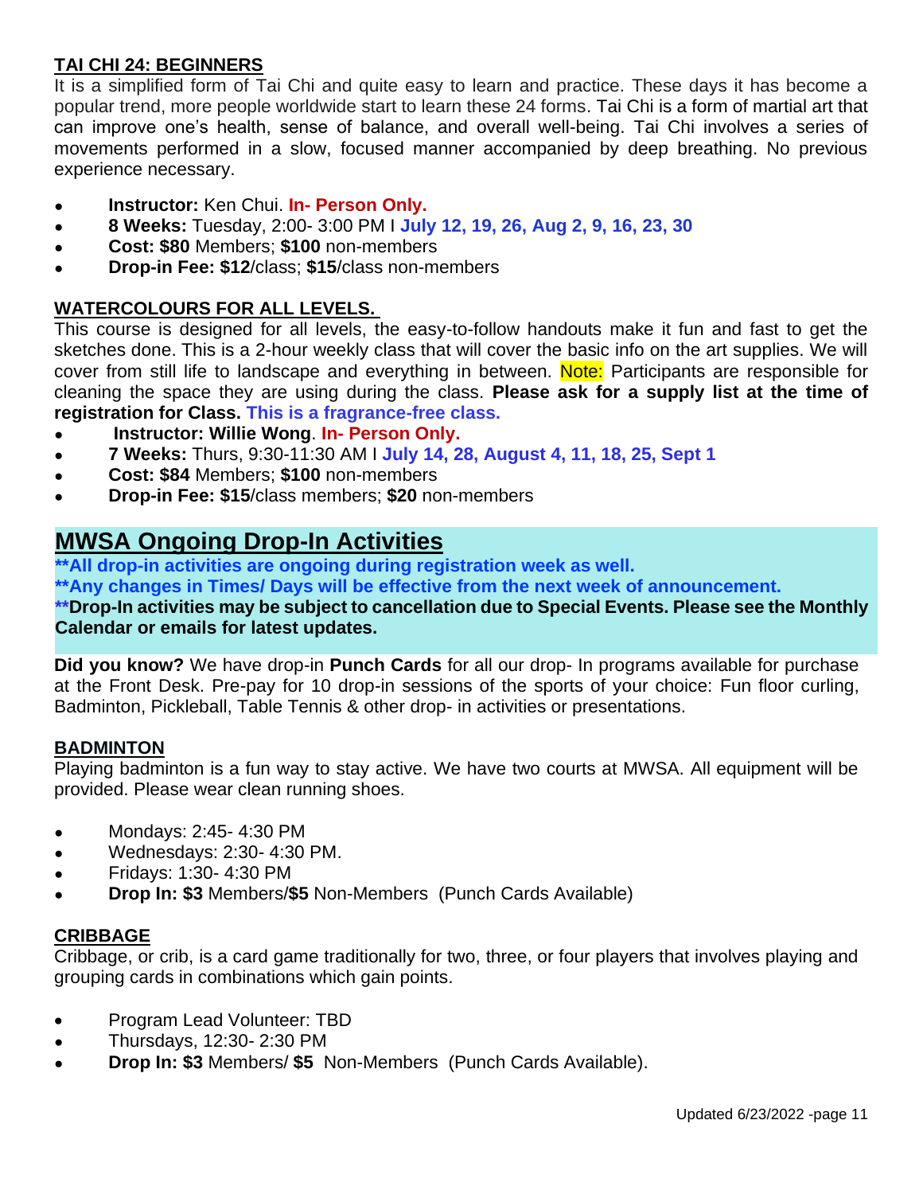### TAI CHI 24: BEGINNERS

It is a simplified form of Tai Chi and quite easy to learn and practice. These days it has become a popular trend, more people worldwide start to learn these 24 forms. Tai Chi is a form of martial art that can improve one's health, sense of balance, and overall well-being. Tai Chi involves a series of movements performed in a slow, focused manner accompanied by deep breathing. No previous experience necessary.

- **Instructor:** Ken Chui. **In- Person Only.**
- **8 Weeks:** Tuesday, 2:00- 3:00 PM I **July 12, 19, 26, Aug 2, 9, 16, 23, 30**
- **Cost: $80** Members; **$100** non-members
- **Drop-in Fee: $12**/class; **$15**/class non-members

### WATERCOLOURS FOR ALL LEVELS.

This course is designed for all levels, the easy-to-follow handouts make it fun and fast to get the sketches done. This is a 2-hour weekly class that will cover the basic info on the art supplies. We will cover from still life to landscape and everything in between. Note: Participants are responsible for cleaning the space they are using during the class. **Please ask for a supply list at the time of registration for Class.** **This is a fragrance-free class.**

- **Instructor: Willie Wong**. **In- Person Only.**
- **7 Weeks:** Thurs, 9:30-11:30 AM I **July 14, 28, August 4, 11, 18, 25, Sept 1**
- **Cost: $84** Members; **$100** non-members
- **Drop-in Fee: $15**/class members; **$20** non-members

## MWSA Ongoing Drop-In Activities

**\*\*All drop-in activities are ongoing during registration week as well.**
**\*\*Any changes in Times/ Days will be effective from the next week of announcement.**
**\*\*Drop-In activities may be subject to cancellation due to Special Events. Please see the Monthly Calendar or emails for latest updates.**

**Did you know?** We have drop-in **Punch Cards** for all our drop- In programs available for purchase at the Front Desk. Pre-pay for 10 drop-in sessions of the sports of your choice: Fun floor curling, Badminton, Pickleball, Table Tennis & other drop- in activities or presentations.

### BADMINTON

Playing badminton is a fun way to stay active. We have two courts at MWSA. All equipment will be provided. Please wear clean running shoes.

- Mondays: 2:45- 4:30 PM
- Wednesdays: 2:30- 4:30 PM.
- Fridays: 1:30- 4:30 PM
- **Drop In: $3** Members/**$5** Non-Members (Punch Cards Available)

### CRIBBAGE

Cribbage, or crib, is a card game traditionally for two, three, or four players that involves playing and grouping cards in combinations which gain points.

- Program Lead Volunteer: TBD
- Thursdays, 12:30- 2:30 PM
- **Drop In: $3** Members/ **$5** Non-Members (Punch Cards Available).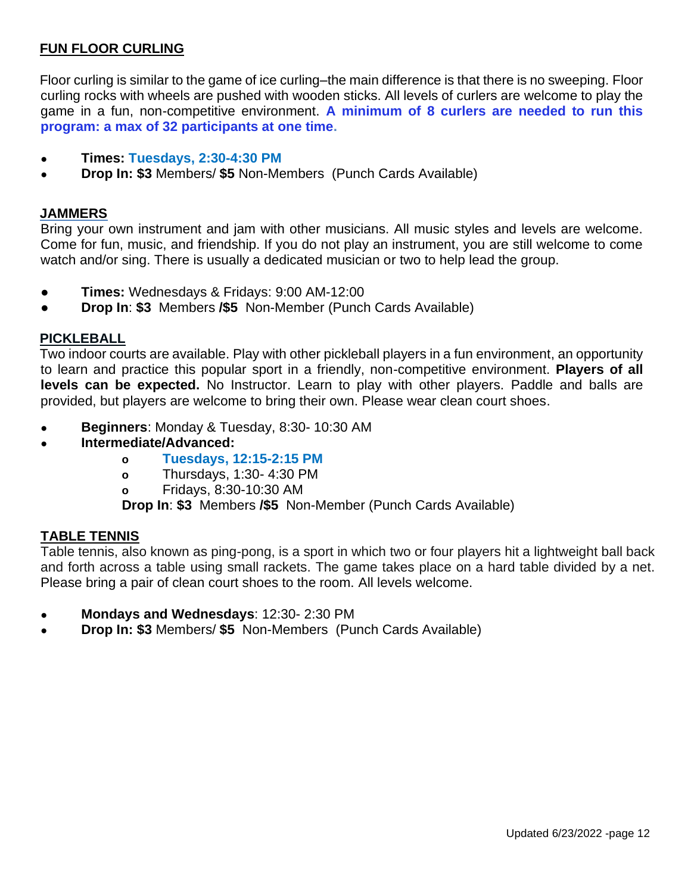## FUN FLOOR CURLING

Floor curling is similar to the game of ice curling–the main difference is that there is no sweeping. Floor curling rocks with wheels are pushed with wooden sticks. All levels of curlers are welcome to play the game in a fun, non-competitive environment. **A minimum of 8 curlers are needed to run this program: a max of 32 participants at one time.**

- **Times: Tuesdays, 2:30-4:30 PM**
- **Drop In: $3** Members/ **$5** Non-Members (Punch Cards Available)

## JAMMERS

Bring your own instrument and jam with other musicians. All music styles and levels are welcome. Come for fun, music, and friendship. If you do not play an instrument, you are still welcome to come watch and/or sing. There is usually a dedicated musician or two to help lead the group.

- **Times:** Wednesdays & Fridays: 9:00 AM-12:00
- **Drop In**: **$3** Members **/$5** Non-Member (Punch Cards Available)

## PICKLEBALL

Two indoor courts are available. Play with other pickleball players in a fun environment, an opportunity to learn and practice this popular sport in a friendly, non-competitive environment. **Players of all levels can be expected.** No Instructor. Learn to play with other players. Paddle and balls are provided, but players are welcome to bring their own. Please wear clean court shoes.

- **Beginners**: Monday & Tuesday, 8:30- 10:30 AM
- **Intermediate/Advanced:**
  - **Tuesdays, 12:15-2:15 PM**
  - Thursdays, 1:30- 4:30 PM
  - Fridays, 8:30-10:30 AM

  **Drop In**: **$3** Members **/$5** Non-Member (Punch Cards Available)

## TABLE TENNIS

Table tennis, also known as ping-pong, is a sport in which two or four players hit a lightweight ball back and forth across a table using small rackets. The game takes place on a hard table divided by a net. Please bring a pair of clean court shoes to the room. All levels welcome.

- **Mondays and Wednesdays**: 12:30- 2:30 PM
- **Drop In: $3** Members/ **$5** Non-Members (Punch Cards Available)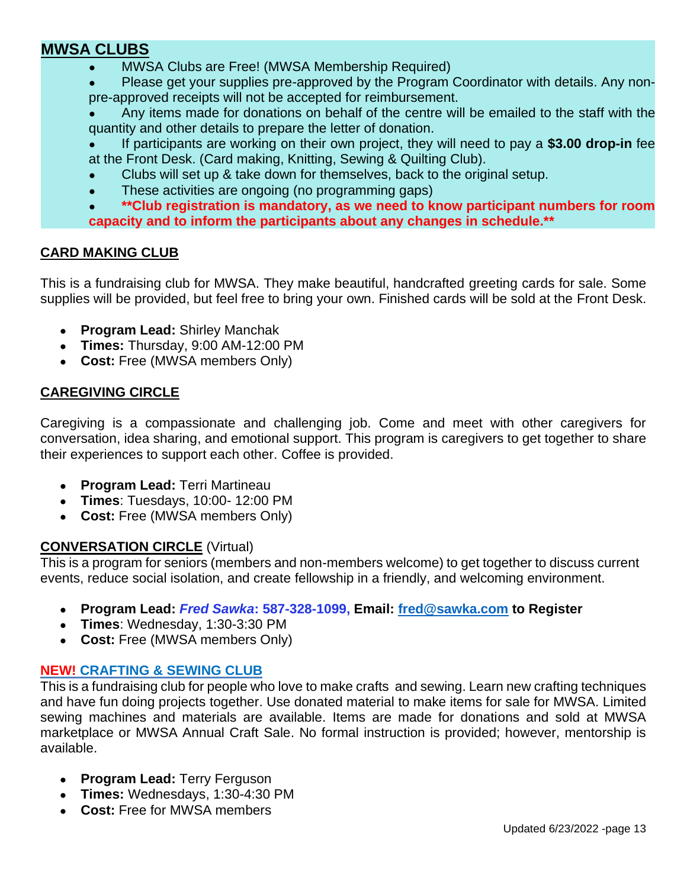## MWSA CLUBS

- MWSA Clubs are Free! (MWSA Membership Required)
- Please get your supplies pre-approved by the Program Coordinator with details. Any non-pre-approved receipts will not be accepted for reimbursement.
- Any items made for donations on behalf of the centre will be emailed to the staff with the quantity and other details to prepare the letter of donation.
- If participants are working on their own project, they will need to pay a **$3.00 drop-in** fee at the Front Desk. (Card making, Knitting, Sewing & Quilting Club).
- Clubs will set up & take down for themselves, back to the original setup.
- These activities are ongoing (no programming gaps)
- **\*\*Club registration is mandatory, as we need to know participant numbers for room capacity and to inform the participants about any changes in schedule.\*\***

### CARD MAKING CLUB

This is a fundraising club for MWSA. They make beautiful, handcrafted greeting cards for sale. Some supplies will be provided, but feel free to bring your own. Finished cards will be sold at the Front Desk.

- **Program Lead:** Shirley Manchak
- **Times:** Thursday, 9:00 AM-12:00 PM
- **Cost:** Free (MWSA members Only)

### CAREGIVING CIRCLE

Caregiving is a compassionate and challenging job. Come and meet with other caregivers for conversation, idea sharing, and emotional support. This program is caregivers to get together to share their experiences to support each other. Coffee is provided.

- **Program Lead:** Terri Martineau
- **Times**: Tuesdays, 10:00- 12:00 PM
- **Cost:** Free (MWSA members Only)

### CONVERSATION CIRCLE (Virtual)

This is a program for seniors (members and non-members welcome) to get together to discuss current events, reduce social isolation, and create fellowship in a friendly, and welcoming environment.

- **Program Lead:** ***Fred Sawka*: 587-328-1099, Email: fred@sawka.com to Register**
- **Times**: Wednesday, 1:30-3:30 PM
- **Cost:** Free (MWSA members Only)

### NEW! CRAFTING & SEWING CLUB

This is a fundraising club for people who love to make crafts and sewing. Learn new crafting techniques and have fun doing projects together. Use donated material to make items for sale for MWSA. Limited sewing machines and materials are available. Items are made for donations and sold at MWSA marketplace or MWSA Annual Craft Sale. No formal instruction is provided; however, mentorship is available.

- **Program Lead:** Terry Ferguson
- **Times:** Wednesdays, 1:30-4:30 PM
- **Cost:** Free for MWSA members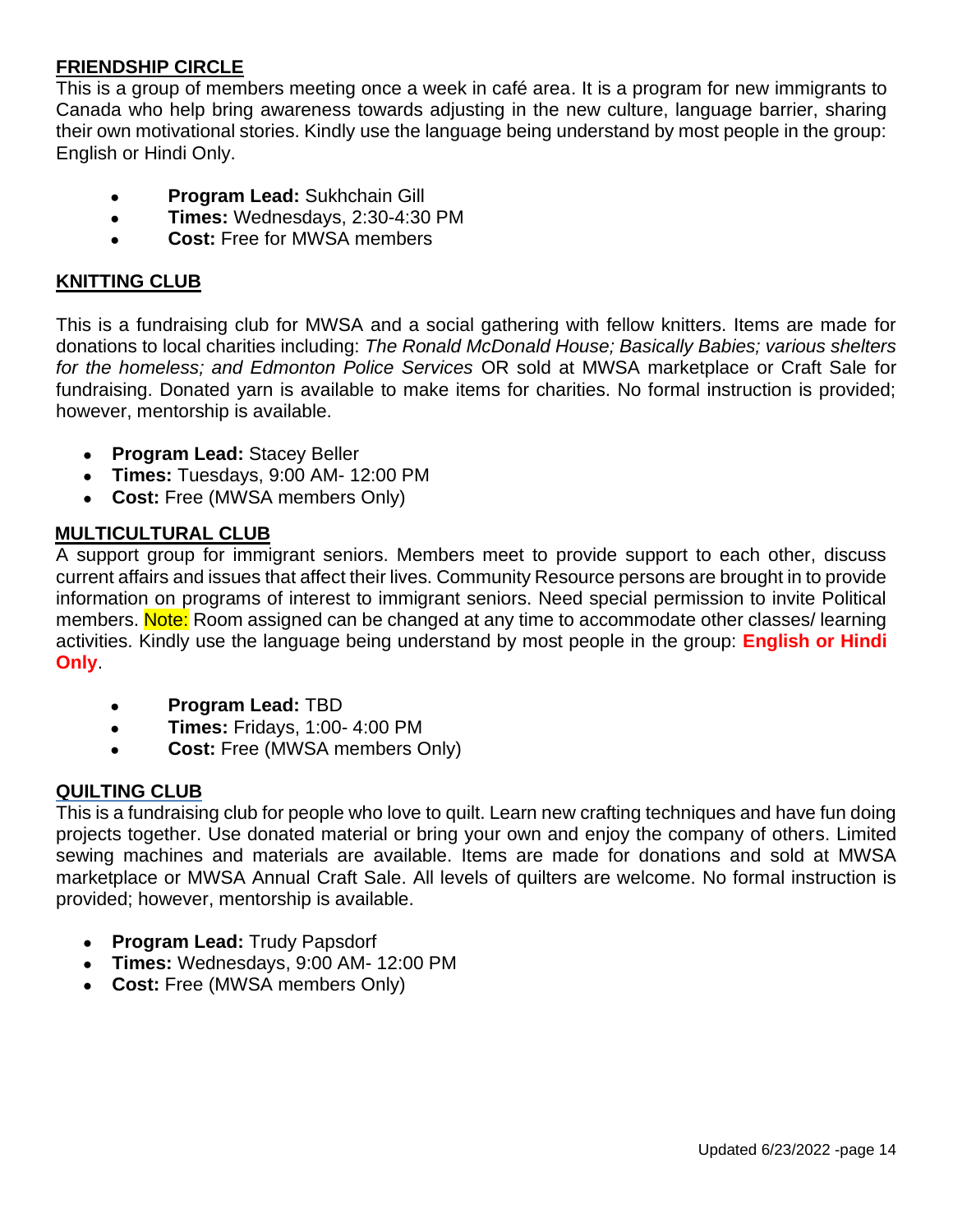## FRIENDSHIP CIRCLE

This is a group of members meeting once a week in café area. It is a program for new immigrants to Canada who help bring awareness towards adjusting in the new culture, language barrier, sharing their own motivational stories. Kindly use the language being understand by most people in the group: English or Hindi Only.

- **Program Lead:** Sukhchain Gill
- **Times:** Wednesdays, 2:30-4:30 PM
- **Cost:** Free for MWSA members

## KNITTING CLUB

This is a fundraising club for MWSA and a social gathering with fellow knitters. Items are made for donations to local charities including: *The Ronald McDonald House; Basically Babies; various shelters for the homeless; and Edmonton Police Services* OR sold at MWSA marketplace or Craft Sale for fundraising. Donated yarn is available to make items for charities. No formal instruction is provided; however, mentorship is available.

- **Program Lead:** Stacey Beller
- **Times:** Tuesdays, 9:00 AM- 12:00 PM
- **Cost:** Free (MWSA members Only)

## MULTICULTURAL CLUB

A support group for immigrant seniors. Members meet to provide support to each other, discuss current affairs and issues that affect their lives. Community Resource persons are brought in to provide information on programs of interest to immigrant seniors. Need special permission to invite Political members. Note: Room assigned can be changed at any time to accommodate other classes/ learning activities. Kindly use the language being understand by most people in the group: **English or Hindi Only**.

- **Program Lead:** TBD
- **Times:** Fridays, 1:00- 4:00 PM
- **Cost:** Free (MWSA members Only)

## QUILTING CLUB

This is a fundraising club for people who love to quilt. Learn new crafting techniques and have fun doing projects together. Use donated material or bring your own and enjoy the company of others. Limited sewing machines and materials are available. Items are made for donations and sold at MWSA marketplace or MWSA Annual Craft Sale. All levels of quilters are welcome. No formal instruction is provided; however, mentorship is available.

- **Program Lead:** Trudy Papsdorf
- **Times:** Wednesdays, 9:00 AM- 12:00 PM
- **Cost:** Free (MWSA members Only)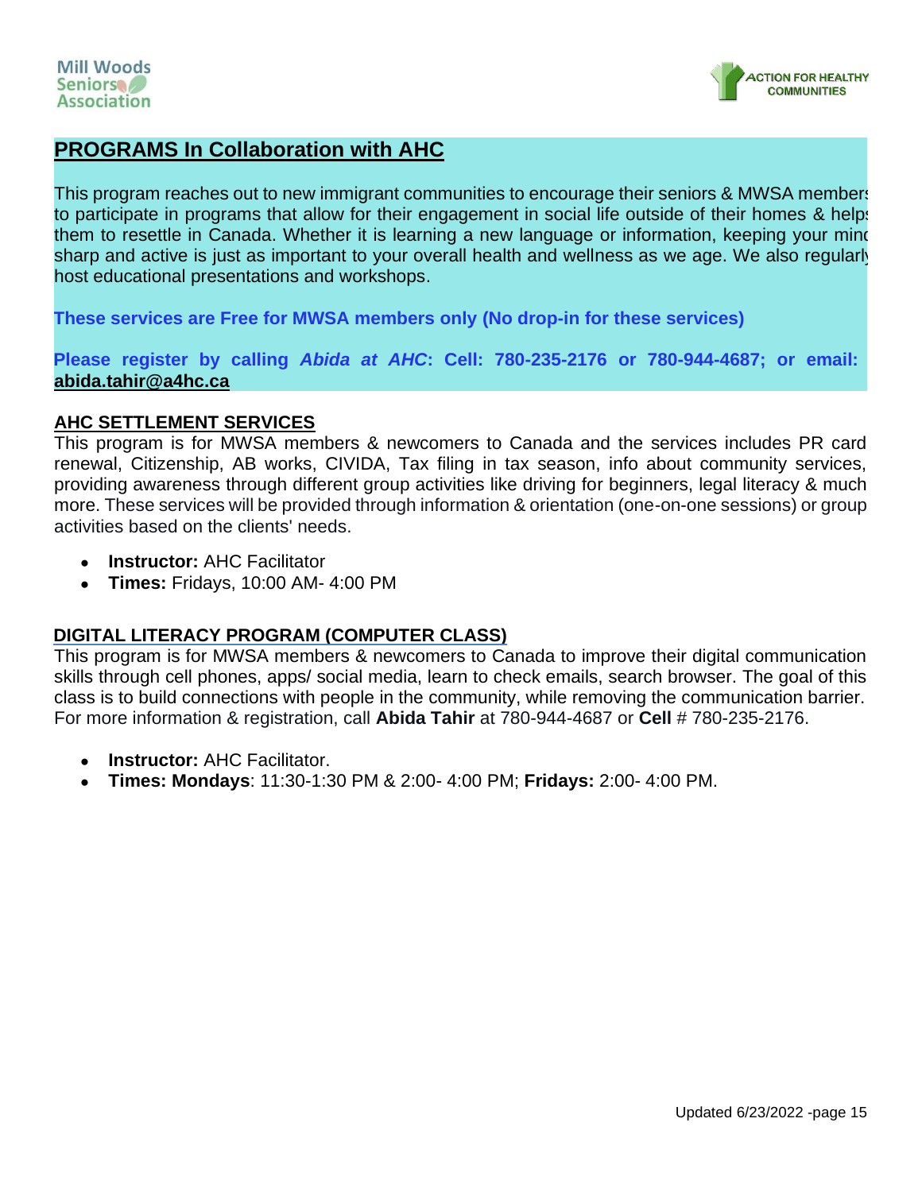## PROGRAMS In Collaboration with AHC

This program reaches out to new immigrant communities to encourage their seniors & MWSA members to participate in programs that allow for their engagement in social life outside of their homes & helps them to resettle in Canada. Whether it is learning a new language or information, keeping your mind sharp and active is just as important to your overall health and wellness as we age. We also regularly host educational presentations and workshops.

**These services are Free for MWSA members only (No drop-in for these services)**

**Please register by calling *Abida at AHC*: Cell: 780-235-2176 or 780-944-4687; or email: abida.tahir@a4hc.ca**

### AHC SETTLEMENT SERVICES

This program is for MWSA members & newcomers to Canada and the services includes PR card renewal, Citizenship, AB works, CIVIDA, Tax filing in tax season, info about community services, providing awareness through different group activities like driving for beginners, legal literacy & much more. These services will be provided through information & orientation (one-on-one sessions) or group activities based on the clients' needs.

- **Instructor:** AHC Facilitator
- **Times:** Fridays, 10:00 AM- 4:00 PM

### DIGITAL LITERACY PROGRAM (COMPUTER CLASS)

This program is for MWSA members & newcomers to Canada to improve their digital communication skills through cell phones, apps/ social media, learn to check emails, search browser. The goal of this class is to build connections with people in the community, while removing the communication barrier. For more information & registration, call **Abida Tahir** at 780-944-4687 or **Cell** # 780-235-2176.

- **Instructor:** AHC Facilitator.
- **Times: Mondays**: 11:30-1:30 PM & 2:00- 4:00 PM; **Fridays:** 2:00- 4:00 PM.

Updated 6/23/2022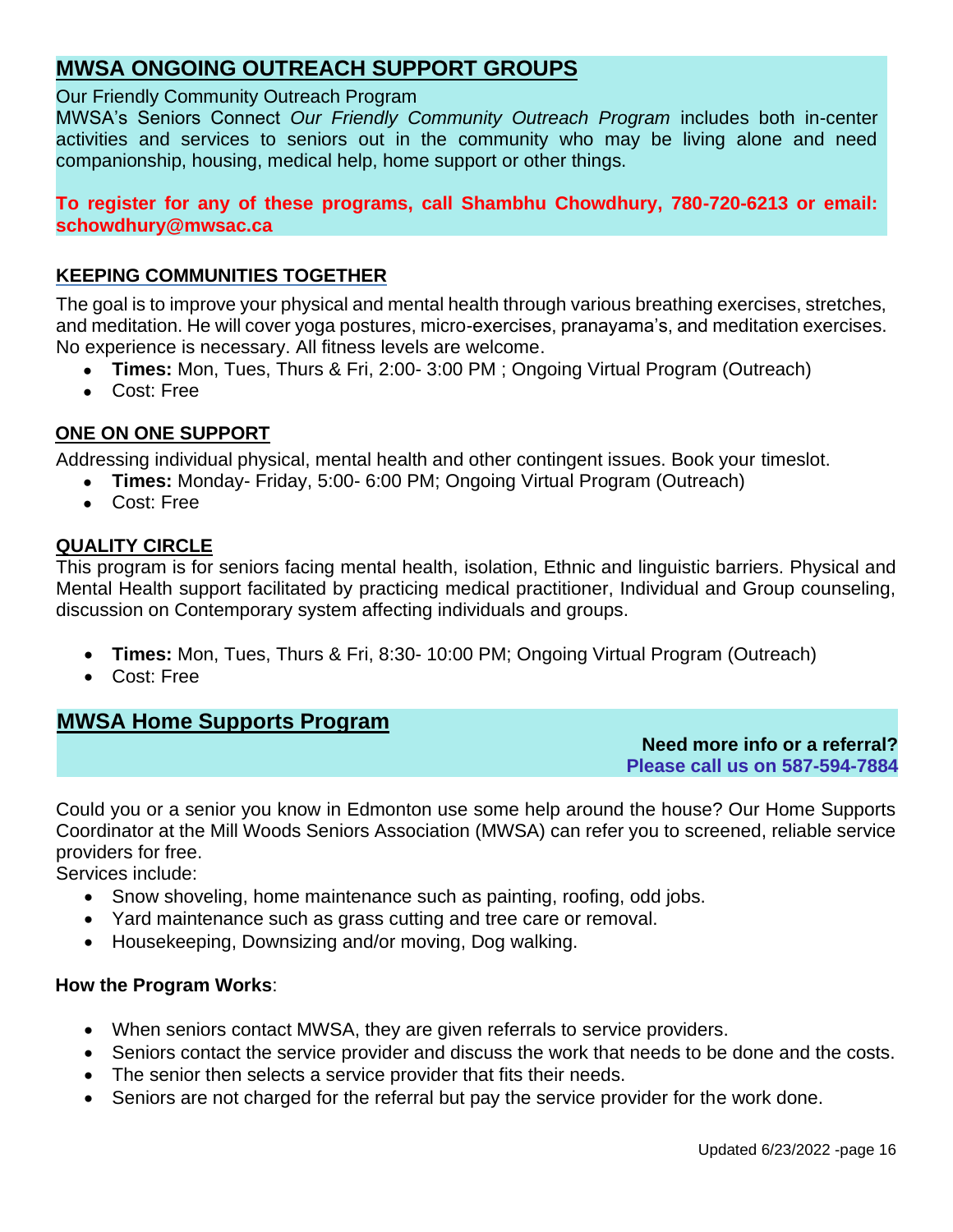## MWSA ONGOING OUTREACH SUPPORT GROUPS

Our Friendly Community Outreach Program

MWSA's Seniors Connect *Our Friendly Community Outreach Program* includes both in-center activities and services to seniors out in the community who may be living alone and need companionship, housing, medical help, home support or other things.

**To register for any of these programs, call Shambhu Chowdhury, 780-720-6213 or email: schowdhury@mwsac.ca**

### KEEPING COMMUNITIES TOGETHER

The goal is to improve your physical and mental health through various breathing exercises, stretches, and meditation. He will cover yoga postures, micro-exercises, pranayama's, and meditation exercises. No experience is necessary. All fitness levels are welcome.

- **Times:** Mon, Tues, Thurs & Fri, 2:00- 3:00 PM ; Ongoing Virtual Program (Outreach)
- Cost: Free

### ONE ON ONE SUPPORT

Addressing individual physical, mental health and other contingent issues. Book your timeslot.

- **Times:** Monday- Friday, 5:00- 6:00 PM; Ongoing Virtual Program (Outreach)
- Cost: Free

### QUALITY CIRCLE

This program is for seniors facing mental health, isolation, Ethnic and linguistic barriers. Physical and Mental Health support facilitated by practicing medical practitioner, Individual and Group counseling, discussion on Contemporary system affecting individuals and groups.

- **Times:** Mon, Tues, Thurs & Fri, 8:30- 10:00 PM; Ongoing Virtual Program (Outreach)
- Cost: Free

## MWSA Home Supports Program

**Need more info or a referral?**
**Please call us on 587-594-7884**

Could you or a senior you know in Edmonton use some help around the house? Our Home Supports Coordinator at the Mill Woods Seniors Association (MWSA) can refer you to screened, reliable service providers for free.

Services include:

- Snow shoveling, home maintenance such as painting, roofing, odd jobs.
- Yard maintenance such as grass cutting and tree care or removal.
- Housekeeping, Downsizing and/or moving, Dog walking.

**How the Program Works**:

- When seniors contact MWSA, they are given referrals to service providers.
- Seniors contact the service provider and discuss the work that needs to be done and the costs.
- The senior then selects a service provider that fits their needs.
- Seniors are not charged for the referral but pay the service provider for the work done.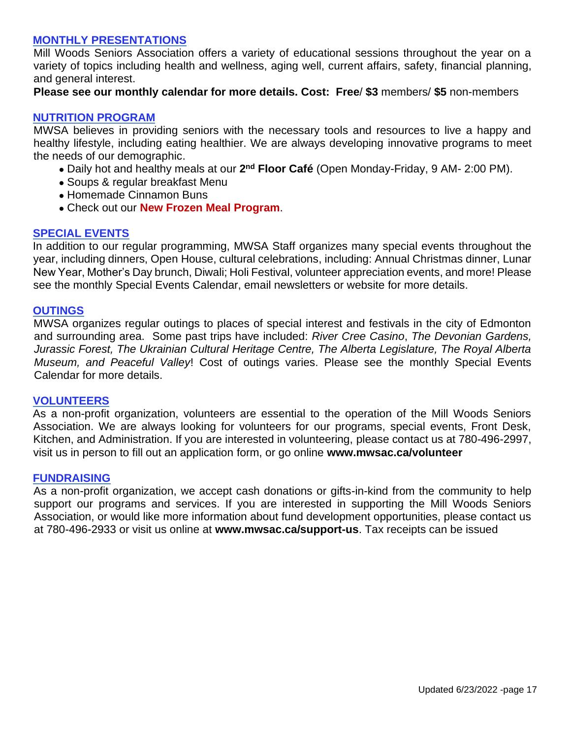## MONTHLY PRESENTATIONS

Mill Woods Seniors Association offers a variety of educational sessions throughout the year on a variety of topics including health and wellness, aging well, current affairs, safety, financial planning, and general interest.

**Please see our monthly calendar for more details. Cost: Free**/ **$3** members/ **$5** non-members

## NUTRITION PROGRAM

MWSA believes in providing seniors with the necessary tools and resources to live a happy and healthy lifestyle, including eating healthier. We are always developing innovative programs to meet the needs of our demographic.

- Daily hot and healthy meals at our **2nd Floor Café** (Open Monday-Friday, 9 AM- 2:00 PM).
- Soups & regular breakfast Menu
- Homemade Cinnamon Buns
- Check out our **New Frozen Meal Program**.

## SPECIAL EVENTS

In addition to our regular programming, MWSA Staff organizes many special events throughout the year, including dinners, Open House, cultural celebrations, including: Annual Christmas dinner, Lunar New Year, Mother's Day brunch, Diwali; Holi Festival, volunteer appreciation events, and more! Please see the monthly Special Events Calendar, email newsletters or website for more details.

## OUTINGS

MWSA organizes regular outings to places of special interest and festivals in the city of Edmonton and surrounding area. Some past trips have included: *River Cree Casino*, *The Devonian Gardens, Jurassic Forest, The Ukrainian Cultural Heritage Centre, The Alberta Legislature, The Royal Alberta Museum, and Peaceful Valley*! Cost of outings varies. Please see the monthly Special Events Calendar for more details.

## VOLUNTEERS

As a non-profit organization, volunteers are essential to the operation of the Mill Woods Seniors Association. We are always looking for volunteers for our programs, special events, Front Desk, Kitchen, and Administration. If you are interested in volunteering, please contact us at 780-496-2997, visit us in person to fill out an application form, or go online **www.mwsac.ca/volunteer**

## FUNDRAISING

As a non-profit organization, we accept cash donations or gifts-in-kind from the community to help support our programs and services. If you are interested in supporting the Mill Woods Seniors Association, or would like more information about fund development opportunities, please contact us at 780-496-2933 or visit us online at **www.mwsac.ca/support-us**. Tax receipts can be issued

Updated 6/23/2022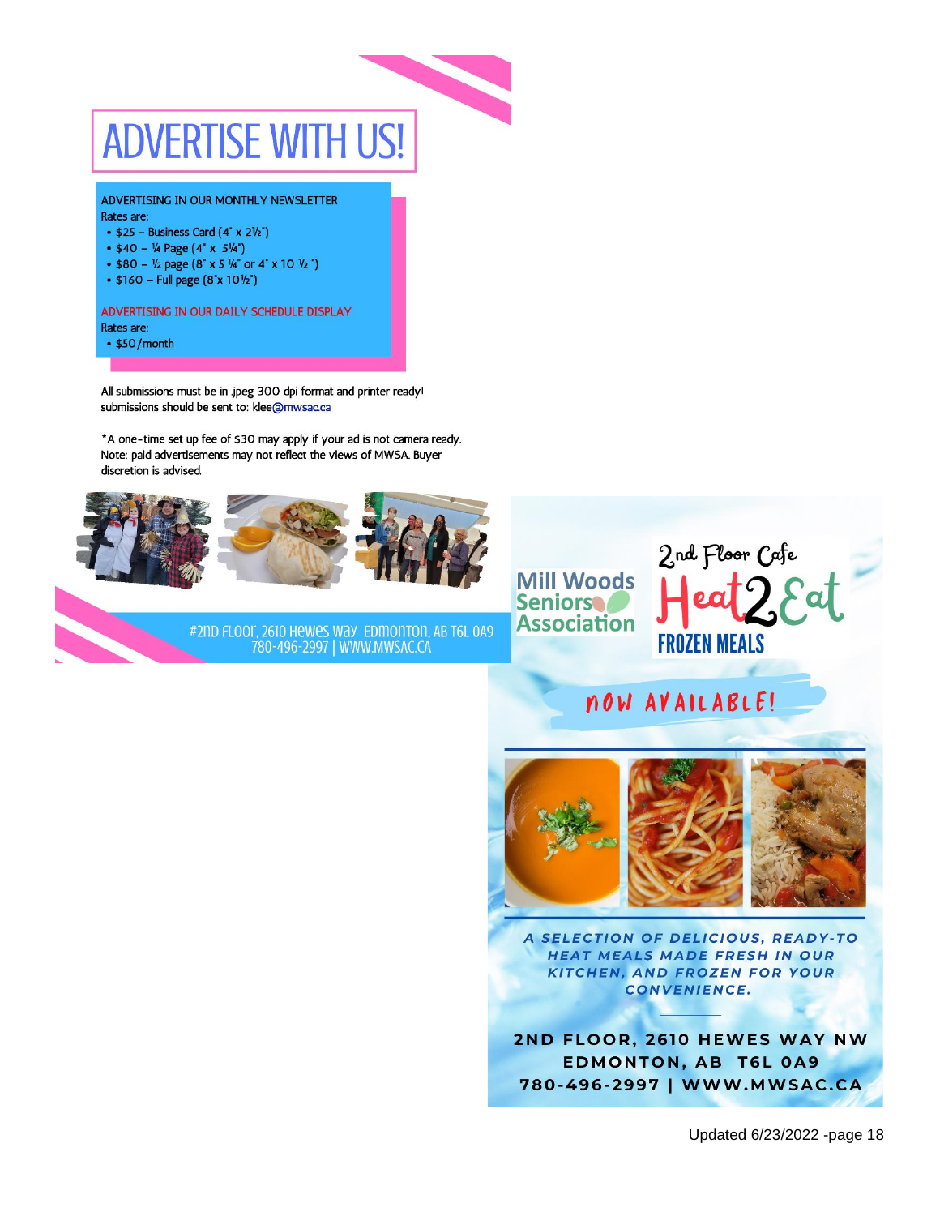# ADVERTISE WITH US!

ADVERTISING IN OUR MONTHLY NEWSLETTER
Rates are:

- $25 – Business Card (4" x 2½")
- $40 – ¼ Page (4" x 5¼")
- $80 – ½ page (8" x 5 ¼" or 4" x 10 ½ ")
- $160 – Full page (8"x 10½")

ADVERTISING IN OUR DAILY SCHEDULE DISPLAY
Rates are:

- $50/month

All submissions must be in .jpeg 300 dpi format and printer ready!
submissions should be sent to: klee@mwsac.ca

*A one-time set up fee of $30 may apply if your ad is not camera ready.
Note: paid advertisements may not reflect the views of MWSA. Buyer discretion is advised.

#2nd Floor, 2610 Hewes Way Edmonton, AB T6L 0A9
780-496-2997 | WWW.MWSAC.CA

Mill Woods Seniors Association

2nd Floor Cafe

## Heat2Eat

FROZEN MEALS

NOW AVAILABLE!

*A SELECTION OF DELICIOUS, READY-TO HEAT MEALS MADE FRESH IN OUR KITCHEN, AND FROZEN FOR YOUR CONVENIENCE.*

**2ND FLOOR, 2610 HEWES WAY NW**
**EDMONTON, AB T6L 0A9**
**780-496-2997 | WWW.MWSAC.CA**

Updated 6/23/2022